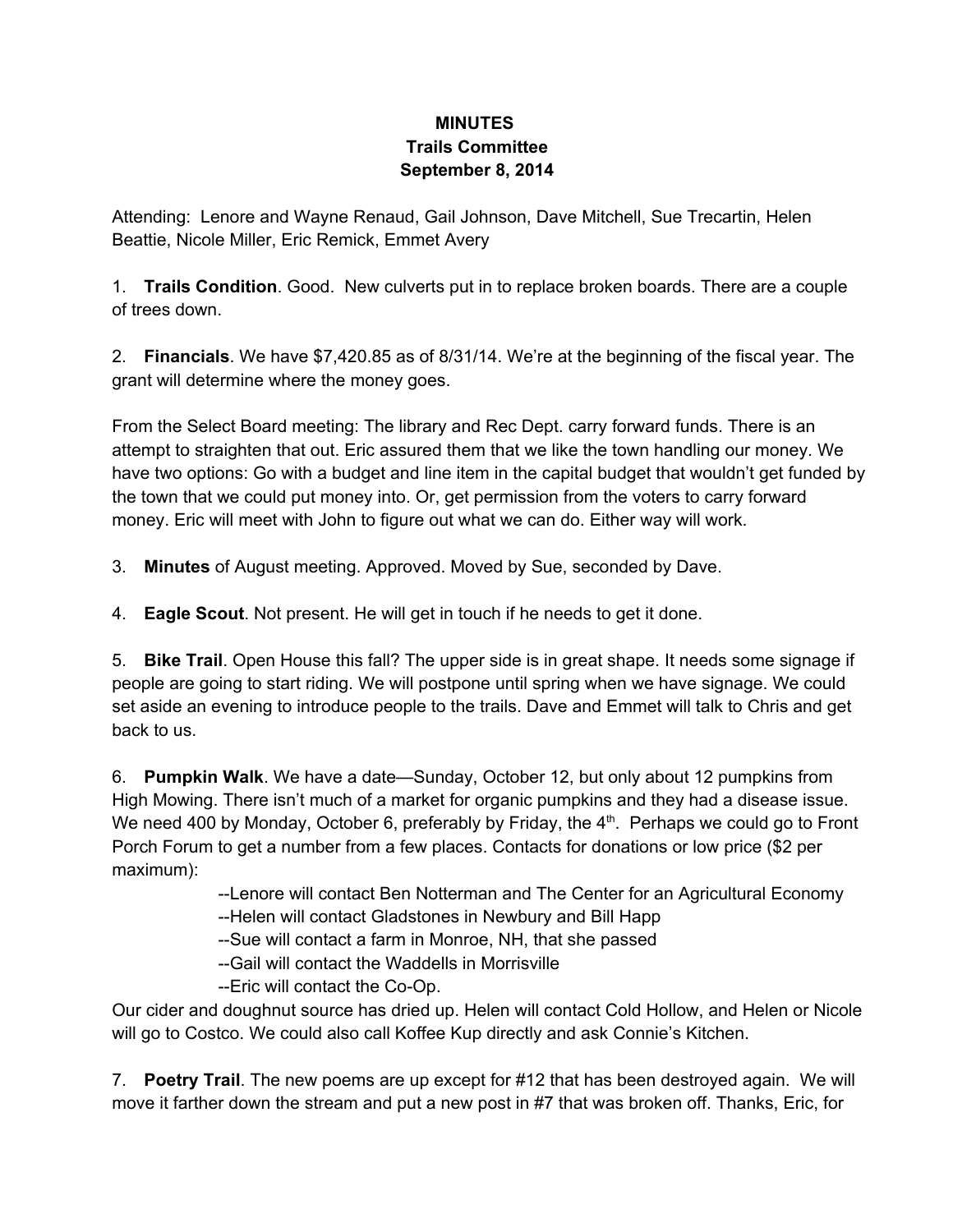**MINUTES**
**Trails Committee**
**September 8, 2014**

Attending: Lenore and Wayne Renaud, Gail Johnson, Dave Mitchell, Sue Trecartin, Helen Beattie, Nicole Miller, Eric Remick, Emmet Avery

1. **Trails Condition**. Good. New culverts put in to replace broken boards. There are a couple of trees down.

2. **Financials**. We have $7,420.85 as of 8/31/14. We're at the beginning of the fiscal year. The grant will determine where the money goes.

From the Select Board meeting: The library and Rec Dept. carry forward funds. There is an attempt to straighten that out. Eric assured them that we like the town handling our money. We have two options: Go with a budget and line item in the capital budget that wouldn't get funded by the town that we could put money into. Or, get permission from the voters to carry forward money. Eric will meet with John to figure out what we can do. Either way will work.

3. **Minutes** of August meeting. Approved. Moved by Sue, seconded by Dave.

4. **Eagle Scout**. Not present. He will get in touch if he needs to get it done.

5. **Bike Trail**. Open House this fall? The upper side is in great shape. It needs some signage if people are going to start riding. We will postpone until spring when we have signage. We could set aside an evening to introduce people to the trails. Dave and Emmet will talk to Chris and get back to us.

6. **Pumpkin Walk**. We have a date—Sunday, October 12, but only about 12 pumpkins from High Mowing. There isn't much of a market for organic pumpkins and they had a disease issue. We need 400 by Monday, October 6, preferably by Friday, the 4th. Perhaps we could go to Front Porch Forum to get a number from a few places. Contacts for donations or low price ($2 per maximum):

--Lenore will contact Ben Notterman and The Center for an Agricultural Economy
--Helen will contact Gladstones in Newbury and Bill Happ
--Sue will contact a farm in Monroe, NH, that she passed
--Gail will contact the Waddells in Morrisville
--Eric will contact the Co-Op.

Our cider and doughnut source has dried up. Helen will contact Cold Hollow, and Helen or Nicole will go to Costco. We could also call Koffee Kup directly and ask Connie's Kitchen.

7. **Poetry Trail**. The new poems are up except for #12 that has been destroyed again. We will move it farther down the stream and put a new post in #7 that was broken off. Thanks, Eric, for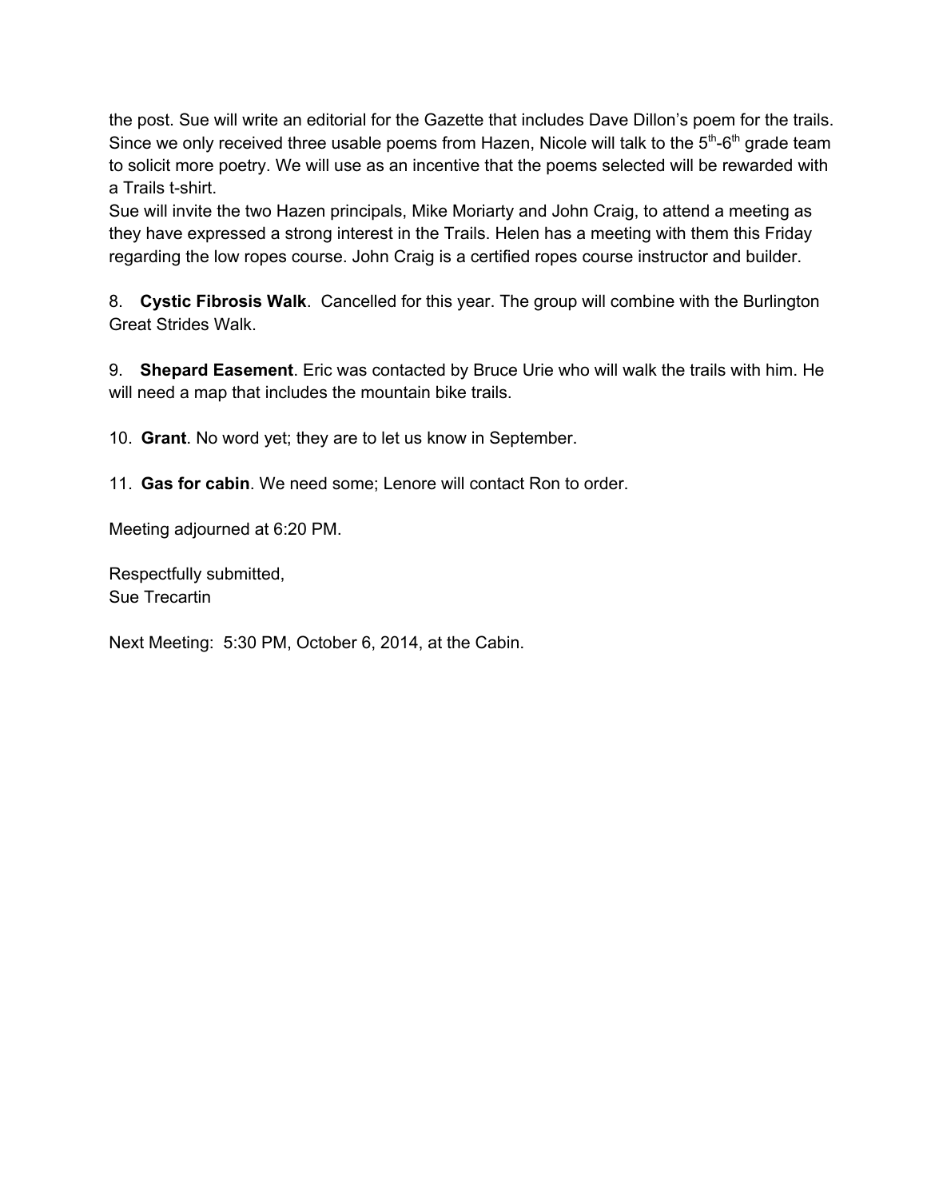the post. Sue will write an editorial for the Gazette that includes Dave Dillon's poem for the trails. Since we only received three usable poems from Hazen, Nicole will talk to the 5$^{th}$-6$^{th}$ grade team to solicit more poetry. We will use as an incentive that the poems selected will be rewarded with a Trails t-shirt.
Sue will invite the two Hazen principals, Mike Moriarty and John Craig, to attend a meeting as they have expressed a strong interest in the Trails. Helen has a meeting with them this Friday regarding the low ropes course. John Craig is a certified ropes course instructor and builder.

8. **Cystic Fibrosis Walk**. Cancelled for this year. The group will combine with the Burlington Great Strides Walk.

9. **Shepard Easement**. Eric was contacted by Bruce Urie who will walk the trails with him. He will need a map that includes the mountain bike trails.

10. **Grant**. No word yet; they are to let us know in September.

11. **Gas for cabin**. We need some; Lenore will contact Ron to order.

Meeting adjourned at 6:20 PM.

Respectfully submitted,
Sue Trecartin

Next Meeting: 5:30 PM, October 6, 2014, at the Cabin.